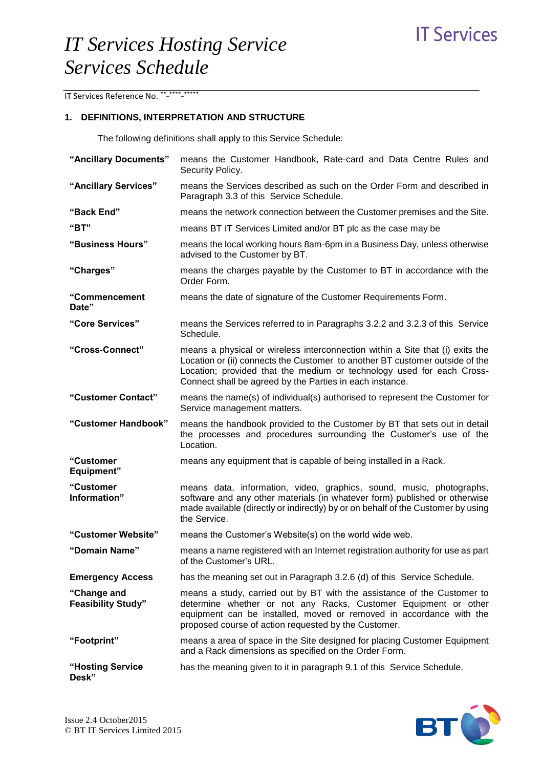# IT Services Hosting Service Services Schedule

IT Services Reference No. **-****-*****

## 1. DEFINITIONS, INTERPRETATION AND STRUCTURE

The following definitions shall apply to this Service Schedule:

| | |
|---|---|
| **"Ancillary Documents"** | means the Customer Handbook, Rate-card and Data Centre Rules and Security Policy. |
| **"Ancillary Services"** | means the Services described as such on the Order Form and described in Paragraph 3.3 of this Service Schedule. |
| **"Back End"** | means the network connection between the Customer premises and the Site. |
| **"BT"** | means BT IT Services Limited and/or BT plc as the case may be |
| **"Business Hours"** | means the local working hours 8am-6pm in a Business Day, unless otherwise advised to the Customer by BT. |
| **"Charges"** | means the charges payable by the Customer to BT in accordance with the Order Form. |
| **"Commencement Date"** | means the date of signature of the Customer Requirements Form. |
| **"Core Services"** | means the Services referred to in Paragraphs 3.2.2 and 3.2.3 of this Service Schedule. |
| **"Cross-Connect"** | means a physical or wireless interconnection within a Site that (i) exits the Location or (ii) connects the Customer to another BT customer outside of the Location; provided that the medium or technology used for each Cross-Connect shall be agreed by the Parties in each instance. |
| **"Customer Contact"** | means the name(s) of individual(s) authorised to represent the Customer for Service management matters. |
| **"Customer Handbook"** | means the handbook provided to the Customer by BT that sets out in detail the processes and procedures surrounding the Customer's use of the Location. |
| **"Customer Equipment"** | means any equipment that is capable of being installed in a Rack. |
| **"Customer Information"** | means data, information, video, graphics, sound, music, photographs, software and any other materials (in whatever form) published or otherwise made available (directly or indirectly) by or on behalf of the Customer by using the Service. |
| **"Customer Website"** | means the Customer's Website(s) on the world wide web. |
| **"Domain Name"** | means a name registered with an Internet registration authority for use as part of the Customer's URL. |
| **Emergency Access** | has the meaning set out in Paragraph 3.2.6 (d) of this Service Schedule. |
| **"Change and Feasibility Study"** | means a study, carried out by BT with the assistance of the Customer to determine whether or not any Racks, Customer Equipment or other equipment can be installed, moved or removed in accordance with the proposed course of action requested by the Customer. |
| **"Footprint"** | means a area of space in the Site designed for placing Customer Equipment and a Rack dimensions as specified on the Order Form. |
| **"Hosting Service Desk"** | has the meaning given to it in paragraph 9.1 of this Service Schedule. |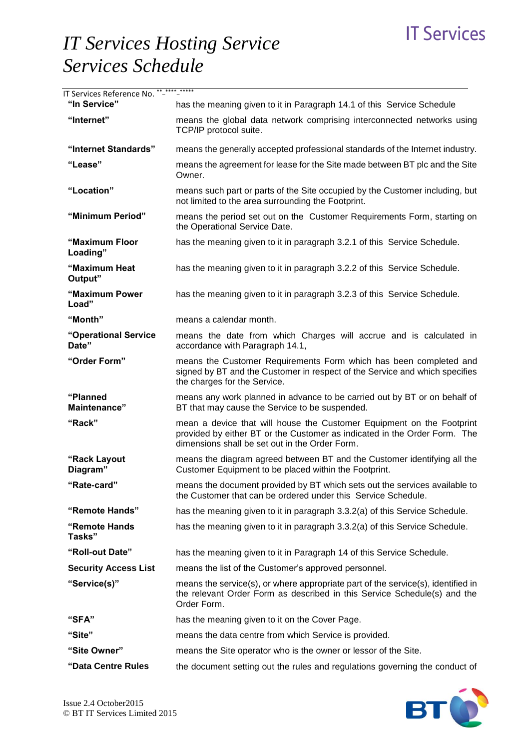| | |
|---|---|
| **"In Service"** | has the meaning given to it in Paragraph 14.1 of this Service Schedule |
| **"Internet"** | means the global data network comprising interconnected networks using TCP/IP protocol suite. |
| **"Internet Standards"** | means the generally accepted professional standards of the Internet industry. |
| **"Lease"** | means the agreement for lease for the Site made between BT plc and the Site Owner. |
| **"Location"** | means such part or parts of the Site occupied by the Customer including, but not limited to the area surrounding the Footprint. |
| **"Minimum Period"** | means the period set out on the Customer Requirements Form, starting on the Operational Service Date. |
| **"Maximum Floor Loading"** | has the meaning given to it in paragraph 3.2.1 of this Service Schedule. |
| **"Maximum Heat Output"** | has the meaning given to it in paragraph 3.2.2 of this Service Schedule. |
| **"Maximum Power Load"** | has the meaning given to it in paragraph 3.2.3 of this Service Schedule. |
| **"Month"** | means a calendar month. |
| **"Operational Service Date"** | means the date from which Charges will accrue and is calculated in accordance with Paragraph 14.1, |
| **"Order Form"** | means the Customer Requirements Form which has been completed and signed by BT and the Customer in respect of the Service and which specifies the charges for the Service. |
| **"Planned Maintenance"** | means any work planned in advance to be carried out by BT or on behalf of BT that may cause the Service to be suspended. |
| **"Rack"** | mean a device that will house the Customer Equipment on the Footprint provided by either BT or the Customer as indicated in the Order Form. The dimensions shall be set out in the Order Form. |
| **"Rack Layout Diagram"** | means the diagram agreed between BT and the Customer identifying all the Customer Equipment to be placed within the Footprint. |
| **"Rate-card"** | means the document provided by BT which sets out the services available to the Customer that can be ordered under this Service Schedule. |
| **"Remote Hands"** | has the meaning given to it in paragraph 3.3.2(a) of this Service Schedule. |
| **"Remote Hands Tasks"** | has the meaning given to it in paragraph 3.3.2(a) of this Service Schedule. |
| **"Roll-out Date"** | has the meaning given to it in Paragraph 14 of this Service Schedule. |
| **Security Access List** | means the list of the Customer's approved personnel. |
| **"Service(s)"** | means the service(s), or where appropriate part of the service(s), identified in the relevant Order Form as described in this Service Schedule(s) and the Order Form. |
| **"SFA"** | has the meaning given to it on the Cover Page. |
| **"Site"** | means the data centre from which Service is provided. |
| **"Site Owner"** | means the Site operator who is the owner or lessor of the Site. |
| **"Data Centre Rules** | the document setting out the rules and regulations governing the conduct of |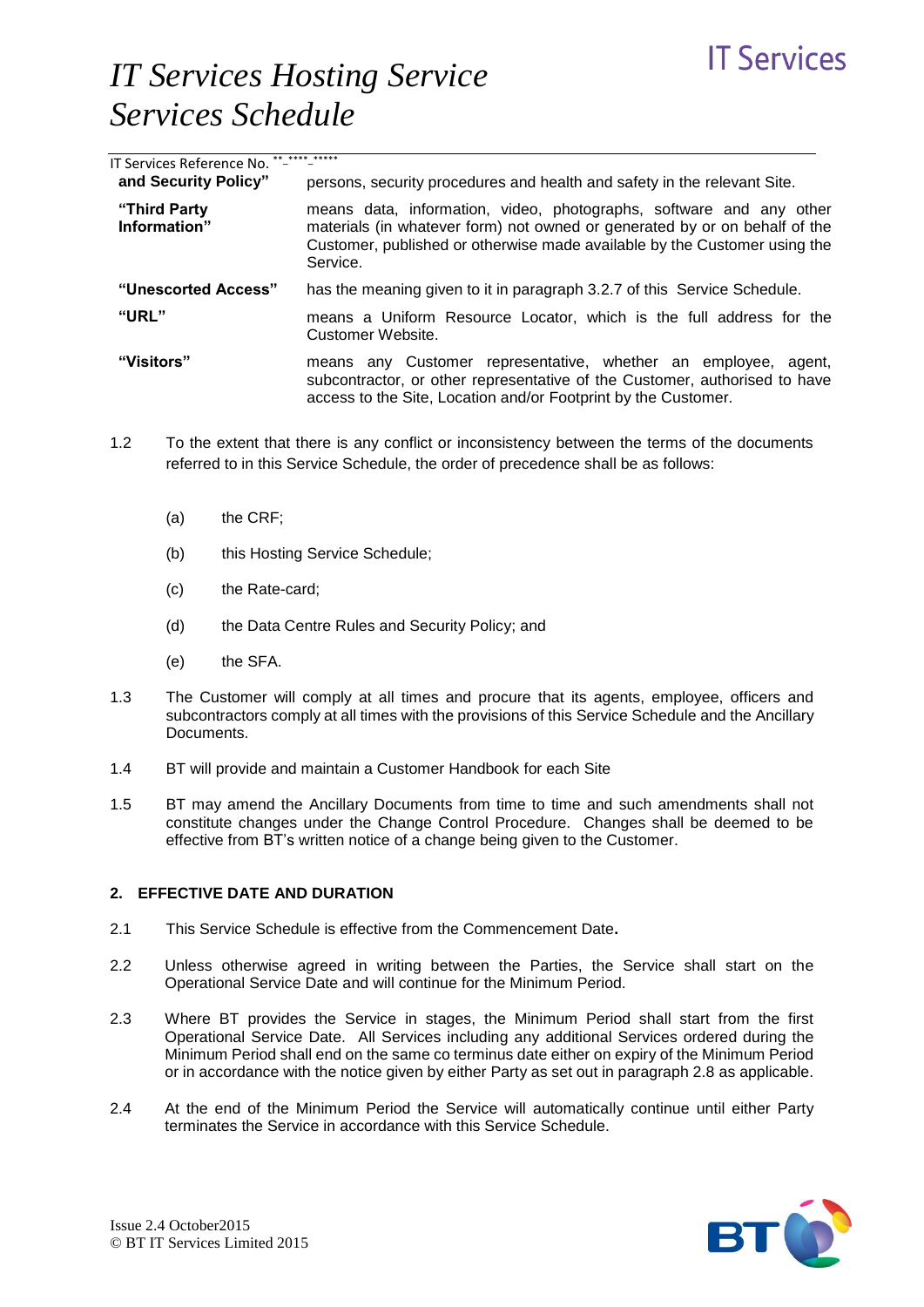| | |
|---|---|
| **and Security Policy"** | persons, security procedures and health and safety in the relevant Site. |
| **"Third Party Information"** | means data, information, video, photographs, software and any other materials (in whatever form) not owned or generated by or on behalf of the Customer, published or otherwise made available by the Customer using the Service. |
| **"Unescorted Access"** | has the meaning given to it in paragraph 3.2.7 of this Service Schedule. |
| **"URL"** | means a Uniform Resource Locator, which is the full address for the Customer Website. |
| **"Visitors"** | means any Customer representative, whether an employee, agent, subcontractor, or other representative of the Customer, authorised to have access to the Site, Location and/or Footprint by the Customer. |

1.2 To the extent that there is any conflict or inconsistency between the terms of the documents referred to in this Service Schedule, the order of precedence shall be as follows:

(a) the CRF;

(b) this Hosting Service Schedule;

(c) the Rate-card;

(d) the Data Centre Rules and Security Policy; and

(e) the SFA.

1.3 The Customer will comply at all times and procure that its agents, employee, officers and subcontractors comply at all times with the provisions of this Service Schedule and the Ancillary Documents.

1.4 BT will provide and maintain a Customer Handbook for each Site

1.5 BT may amend the Ancillary Documents from time to time and such amendments shall not constitute changes under the Change Control Procedure. Changes shall be deemed to be effective from BT's written notice of a change being given to the Customer.

## 2. EFFECTIVE DATE AND DURATION

2.1 This Service Schedule is effective from the Commencement Date**.**

2.2 Unless otherwise agreed in writing between the Parties, the Service shall start on the Operational Service Date and will continue for the Minimum Period.

2.3 Where BT provides the Service in stages, the Minimum Period shall start from the first Operational Service Date. All Services including any additional Services ordered during the Minimum Period shall end on the same co terminus date either on expiry of the Minimum Period or in accordance with the notice given by either Party as set out in paragraph 2.8 as applicable.

2.4 At the end of the Minimum Period the Service will automatically continue until either Party terminates the Service in accordance with this Service Schedule.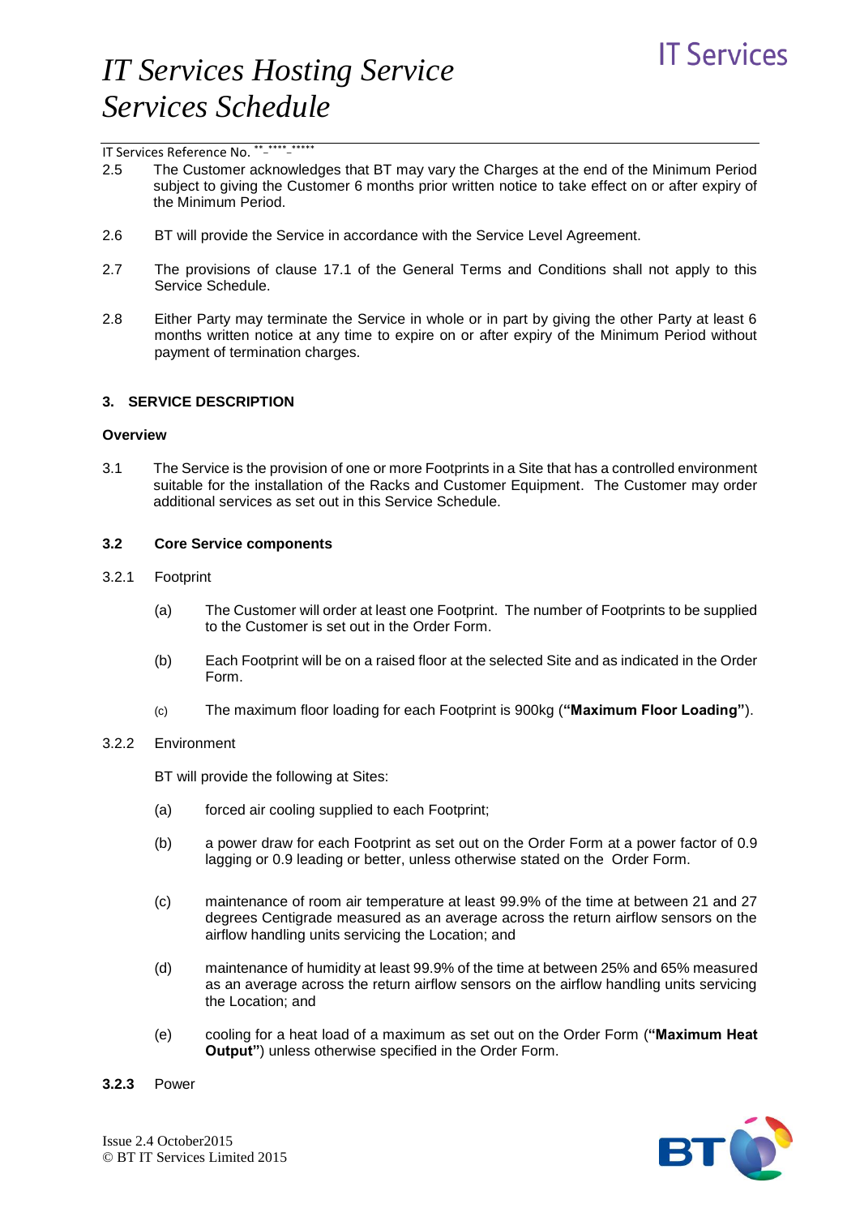2.5 The Customer acknowledges that BT may vary the Charges at the end of the Minimum Period subject to giving the Customer 6 months prior written notice to take effect on or after expiry of the Minimum Period.

2.6 BT will provide the Service in accordance with the Service Level Agreement.

2.7 The provisions of clause 17.1 of the General Terms and Conditions shall not apply to this Service Schedule.

2.8 Either Party may terminate the Service in whole or in part by giving the other Party at least 6 months written notice at any time to expire on or after expiry of the Minimum Period without payment of termination charges.

## 3. SERVICE DESCRIPTION

**Overview**

3.1 The Service is the provision of one or more Footprints in a Site that has a controlled environment suitable for the installation of the Racks and Customer Equipment. The Customer may order additional services as set out in this Service Schedule.

### 3.2 Core Service components

3.2.1 Footprint

(a) The Customer will order at least one Footprint. The number of Footprints to be supplied to the Customer is set out in the Order Form.

(b) Each Footprint will be on a raised floor at the selected Site and as indicated in the Order Form.

(c) The maximum floor loading for each Footprint is 900kg (**"Maximum Floor Loading"**).

3.2.2 Environment

BT will provide the following at Sites:

(a) forced air cooling supplied to each Footprint;

(b) a power draw for each Footprint as set out on the Order Form at a power factor of 0.9 lagging or 0.9 leading or better, unless otherwise stated on the Order Form.

(c) maintenance of room air temperature at least 99.9% of the time at between 21 and 27 degrees Centigrade measured as an average across the return airflow sensors on the airflow handling units servicing the Location; and

(d) maintenance of humidity at least 99.9% of the time at between 25% and 65% measured as an average across the return airflow sensors on the airflow handling units servicing the Location; and

(e) cooling for a heat load of a maximum as set out on the Order Form (**"Maximum Heat Output"**) unless otherwise specified in the Order Form.

**3.2.3** Power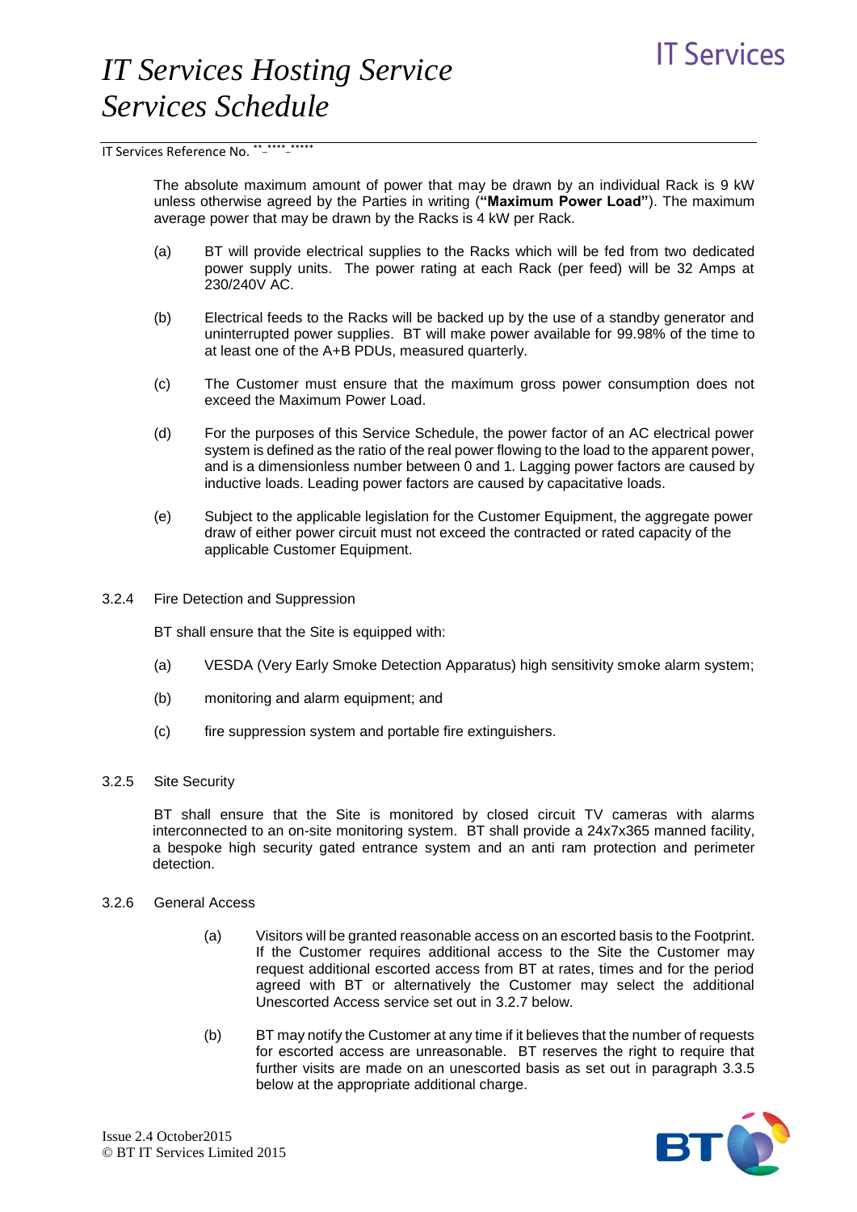The absolute maximum amount of power that may be drawn by an individual Rack is 9 kW unless otherwise agreed by the Parties in writing (**"Maximum Power Load"**). The maximum average power that may be drawn by the Racks is 4 kW per Rack.

(a) BT will provide electrical supplies to the Racks which will be fed from two dedicated power supply units. The power rating at each Rack (per feed) will be 32 Amps at 230/240V AC.

(b) Electrical feeds to the Racks will be backed up by the use of a standby generator and uninterrupted power supplies. BT will make power available for 99.98% of the time to at least one of the A+B PDUs, measured quarterly.

(c) The Customer must ensure that the maximum gross power consumption does not exceed the Maximum Power Load.

(d) For the purposes of this Service Schedule, the power factor of an AC electrical power system is defined as the ratio of the real power flowing to the load to the apparent power, and is a dimensionless number between 0 and 1. Lagging power factors are caused by inductive loads. Leading power factors are caused by capacitative loads.

(e) Subject to the applicable legislation for the Customer Equipment, the aggregate power draw of either power circuit must not exceed the contracted or rated capacity of the applicable Customer Equipment.

3.2.4 Fire Detection and Suppression

BT shall ensure that the Site is equipped with:

(a) VESDA (Very Early Smoke Detection Apparatus) high sensitivity smoke alarm system;

(b) monitoring and alarm equipment; and

(c) fire suppression system and portable fire extinguishers.

3.2.5 Site Security

BT shall ensure that the Site is monitored by closed circuit TV cameras with alarms interconnected to an on-site monitoring system. BT shall provide a 24x7x365 manned facility, a bespoke high security gated entrance system and an anti ram protection and perimeter detection.

3.2.6 General Access

(a) Visitors will be granted reasonable access on an escorted basis to the Footprint. If the Customer requires additional access to the Site the Customer may request additional escorted access from BT at rates, times and for the period agreed with BT or alternatively the Customer may select the additional Unescorted Access service set out in 3.2.7 below.

(b) BT may notify the Customer at any time if it believes that the number of requests for escorted access are unreasonable. BT reserves the right to require that further visits are made on an unescorted basis as set out in paragraph 3.3.5 below at the appropriate additional charge.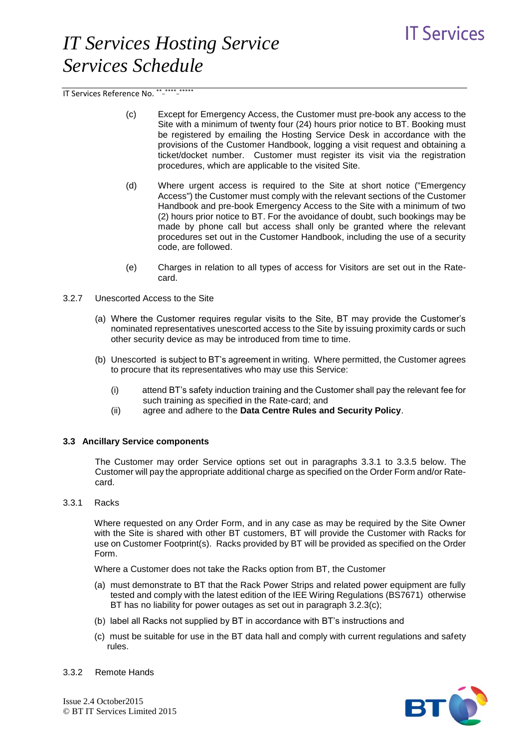(c) Except for Emergency Access, the Customer must pre-book any access to the Site with a minimum of twenty four (24) hours prior notice to BT. Booking must be registered by emailing the Hosting Service Desk in accordance with the provisions of the Customer Handbook, logging a visit request and obtaining a ticket/docket number. Customer must register its visit via the registration procedures, which are applicable to the visited Site.

(d) Where urgent access is required to the Site at short notice ("Emergency Access") the Customer must comply with the relevant sections of the Customer Handbook and pre-book Emergency Access to the Site with a minimum of two (2) hours prior notice to BT. For the avoidance of doubt, such bookings may be made by phone call but access shall only be granted where the relevant procedures set out in the Customer Handbook, including the use of a security code, are followed.

(e) Charges in relation to all types of access for Visitors are set out in the Rate-card.

3.2.7 Unescorted Access to the Site

(a) Where the Customer requires regular visits to the Site, BT may provide the Customer's nominated representatives unescorted access to the Site by issuing proximity cards or such other security device as may be introduced from time to time.

(b) Unescorted is subject to BT's agreement in writing. Where permitted, the Customer agrees to procure that its representatives who may use this Service:

(i) attend BT's safety induction training and the Customer shall pay the relevant fee for such training as specified in the Rate-card; and

(ii) agree and adhere to the **Data Centre Rules and Security Policy**.

### 3.3 Ancillary Service components

The Customer may order Service options set out in paragraphs 3.3.1 to 3.3.5 below. The Customer will pay the appropriate additional charge as specified on the Order Form and/or Rate-card.

3.3.1 Racks

Where requested on any Order Form, and in any case as may be required by the Site Owner with the Site is shared with other BT customers, BT will provide the Customer with Racks for use on Customer Footprint(s). Racks provided by BT will be provided as specified on the Order Form.

Where a Customer does not take the Racks option from BT, the Customer

(a) must demonstrate to BT that the Rack Power Strips and related power equipment are fully tested and comply with the latest edition of the IEE Wiring Regulations (BS7671) otherwise BT has no liability for power outages as set out in paragraph 3.2.3(c);

(b) label all Racks not supplied by BT in accordance with BT's instructions and

(c) must be suitable for use in the BT data hall and comply with current regulations and safety rules.

3.3.2 Remote Hands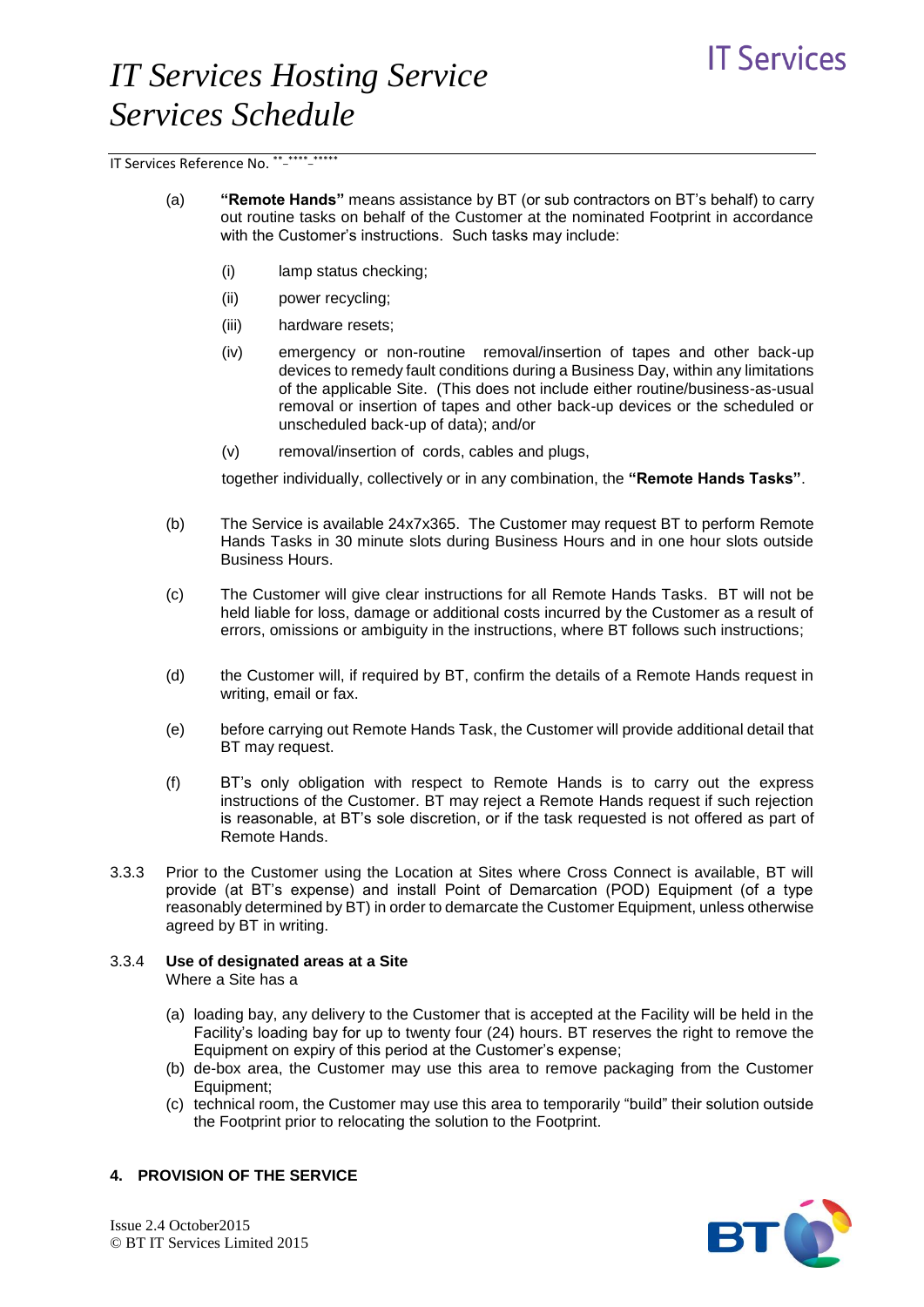(a) **"Remote Hands"** means assistance by BT (or sub contractors on BT's behalf) to carry out routine tasks on behalf of the Customer at the nominated Footprint in accordance with the Customer's instructions. Such tasks may include:

   (i) lamp status checking;

   (ii) power recycling;

   (iii) hardware resets;

   (iv) emergency or non-routine removal/insertion of tapes and other back-up devices to remedy fault conditions during a Business Day, within any limitations of the applicable Site. (This does not include either routine/business-as-usual removal or insertion of tapes and other back-up devices or the scheduled or unscheduled back-up of data); and/or

   (v) removal/insertion of cords, cables and plugs,

   together individually, collectively or in any combination, the **"Remote Hands Tasks"**.

(b) The Service is available 24x7x365. The Customer may request BT to perform Remote Hands Tasks in 30 minute slots during Business Hours and in one hour slots outside Business Hours.

(c) The Customer will give clear instructions for all Remote Hands Tasks. BT will not be held liable for loss, damage or additional costs incurred by the Customer as a result of errors, omissions or ambiguity in the instructions, where BT follows such instructions;

(d) the Customer will, if required by BT, confirm the details of a Remote Hands request in writing, email or fax.

(e) before carrying out Remote Hands Task, the Customer will provide additional detail that BT may request.

(f) BT's only obligation with respect to Remote Hands is to carry out the express instructions of the Customer. BT may reject a Remote Hands request if such rejection is reasonable, at BT's sole discretion, or if the task requested is not offered as part of Remote Hands.

3.3.3 Prior to the Customer using the Location at Sites where Cross Connect is available, BT will provide (at BT's expense) and install Point of Demarcation (POD) Equipment (of a type reasonably determined by BT) in order to demarcate the Customer Equipment, unless otherwise agreed by BT in writing.

3.3.4 **Use of designated areas at a Site**
Where a Site has a

(a) loading bay, any delivery to the Customer that is accepted at the Facility will be held in the Facility's loading bay for up to twenty four (24) hours. BT reserves the right to remove the Equipment on expiry of this period at the Customer's expense;
(b) de-box area, the Customer may use this area to remove packaging from the Customer Equipment;
(c) technical room, the Customer may use this area to temporarily "build" their solution outside the Footprint prior to relocating the solution to the Footprint.

## 4. PROVISION OF THE SERVICE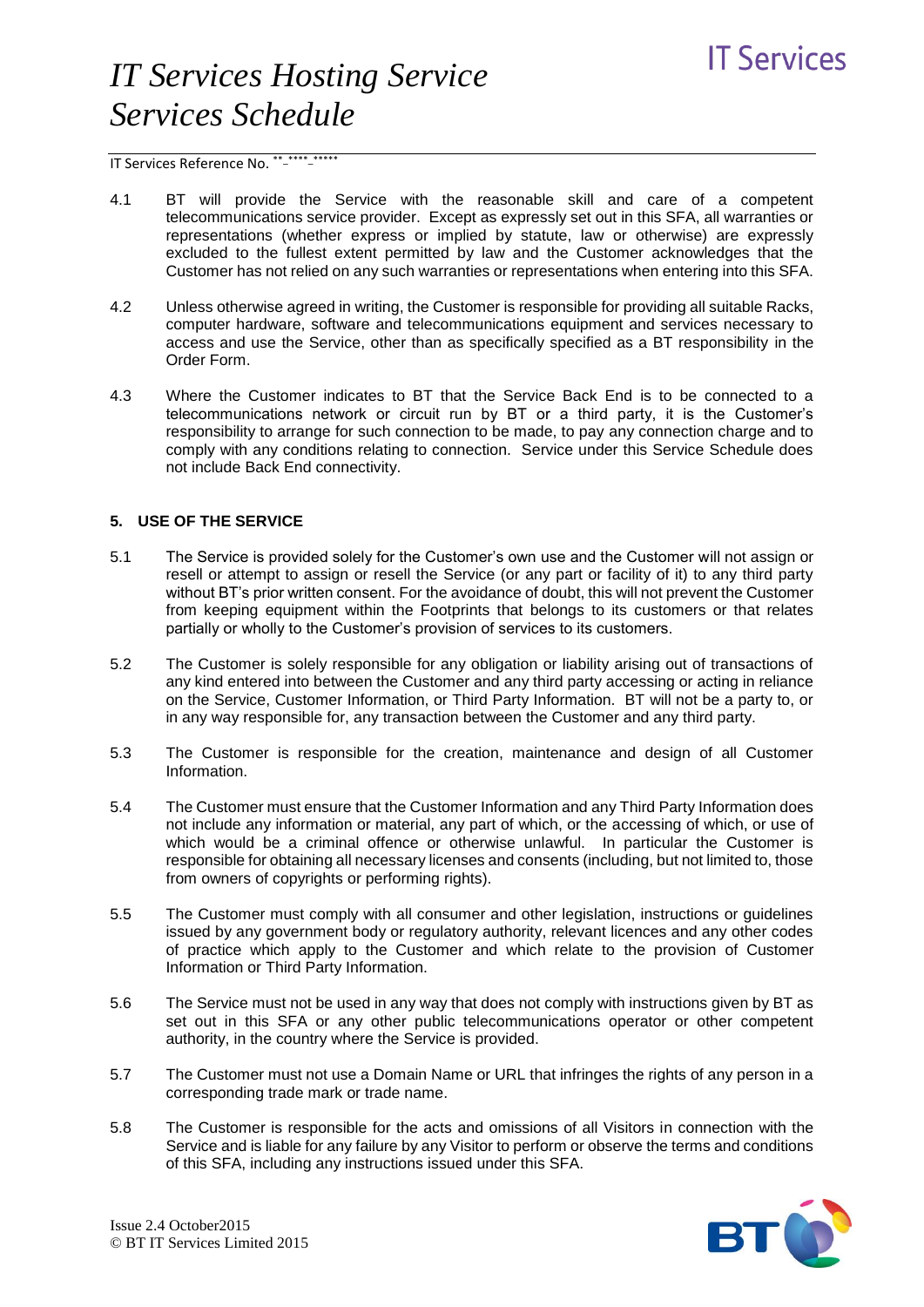4.1 BT will provide the Service with the reasonable skill and care of a competent telecommunications service provider. Except as expressly set out in this SFA, all warranties or representations (whether express or implied by statute, law or otherwise) are expressly excluded to the fullest extent permitted by law and the Customer acknowledges that the Customer has not relied on any such warranties or representations when entering into this SFA.

4.2 Unless otherwise agreed in writing, the Customer is responsible for providing all suitable Racks, computer hardware, software and telecommunications equipment and services necessary to access and use the Service, other than as specifically specified as a BT responsibility in the Order Form.

4.3 Where the Customer indicates to BT that the Service Back End is to be connected to a telecommunications network or circuit run by BT or a third party, it is the Customer's responsibility to arrange for such connection to be made, to pay any connection charge and to comply with any conditions relating to connection. Service under this Service Schedule does not include Back End connectivity.

## 5. USE OF THE SERVICE

5.1 The Service is provided solely for the Customer's own use and the Customer will not assign or resell or attempt to assign or resell the Service (or any part or facility of it) to any third party without BT's prior written consent. For the avoidance of doubt, this will not prevent the Customer from keeping equipment within the Footprints that belongs to its customers or that relates partially or wholly to the Customer's provision of services to its customers.

5.2 The Customer is solely responsible for any obligation or liability arising out of transactions of any kind entered into between the Customer and any third party accessing or acting in reliance on the Service, Customer Information, or Third Party Information. BT will not be a party to, or in any way responsible for, any transaction between the Customer and any third party.

5.3 The Customer is responsible for the creation, maintenance and design of all Customer Information.

5.4 The Customer must ensure that the Customer Information and any Third Party Information does not include any information or material, any part of which, or the accessing of which, or use of which would be a criminal offence or otherwise unlawful. In particular the Customer is responsible for obtaining all necessary licenses and consents (including, but not limited to, those from owners of copyrights or performing rights).

5.5 The Customer must comply with all consumer and other legislation, instructions or guidelines issued by any government body or regulatory authority, relevant licences and any other codes of practice which apply to the Customer and which relate to the provision of Customer Information or Third Party Information.

5.6 The Service must not be used in any way that does not comply with instructions given by BT as set out in this SFA or any other public telecommunications operator or other competent authority, in the country where the Service is provided.

5.7 The Customer must not use a Domain Name or URL that infringes the rights of any person in a corresponding trade mark or trade name.

5.8 The Customer is responsible for the acts and omissions of all Visitors in connection with the Service and is liable for any failure by any Visitor to perform or observe the terms and conditions of this SFA, including any instructions issued under this SFA.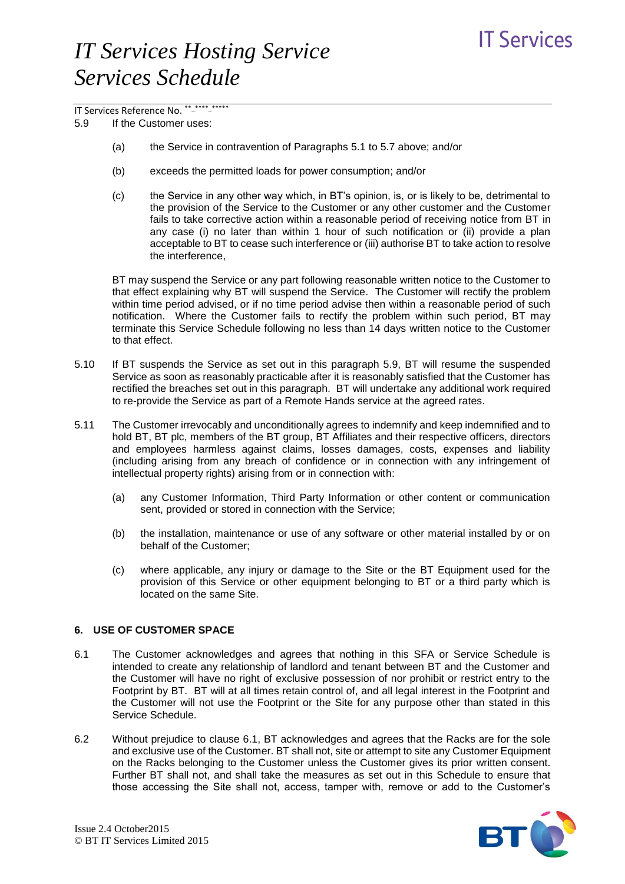5.9 If the Customer uses:

(a) the Service in contravention of Paragraphs 5.1 to 5.7 above; and/or

(b) exceeds the permitted loads for power consumption; and/or

(c) the Service in any other way which, in BT's opinion, is, or is likely to be, detrimental to the provision of the Service to the Customer or any other customer and the Customer fails to take corrective action within a reasonable period of receiving notice from BT in any case (i) no later than within 1 hour of such notification or (ii) provide a plan acceptable to BT to cease such interference or (iii) authorise BT to take action to resolve the interference,

BT may suspend the Service or any part following reasonable written notice to the Customer to that effect explaining why BT will suspend the Service. The Customer will rectify the problem within time period advised, or if no time period advise then within a reasonable period of such notification. Where the Customer fails to rectify the problem within such period, BT may terminate this Service Schedule following no less than 14 days written notice to the Customer to that effect.

5.10 If BT suspends the Service as set out in this paragraph 5.9, BT will resume the suspended Service as soon as reasonably practicable after it is reasonably satisfied that the Customer has rectified the breaches set out in this paragraph. BT will undertake any additional work required to re-provide the Service as part of a Remote Hands service at the agreed rates.

5.11 The Customer irrevocably and unconditionally agrees to indemnify and keep indemnified and to hold BT, BT plc, members of the BT group, BT Affiliates and their respective officers, directors and employees harmless against claims, losses damages, costs, expenses and liability (including arising from any breach of confidence or in connection with any infringement of intellectual property rights) arising from or in connection with:

(a) any Customer Information, Third Party Information or other content or communication sent, provided or stored in connection with the Service;

(b) the installation, maintenance or use of any software or other material installed by or on behalf of the Customer;

(c) where applicable, any injury or damage to the Site or the BT Equipment used for the provision of this Service or other equipment belonging to BT or a third party which is located on the same Site.

## 6. USE OF CUSTOMER SPACE

6.1 The Customer acknowledges and agrees that nothing in this SFA or Service Schedule is intended to create any relationship of landlord and tenant between BT and the Customer and the Customer will have no right of exclusive possession of nor prohibit or restrict entry to the Footprint by BT. BT will at all times retain control of, and all legal interest in the Footprint and the Customer will not use the Footprint or the Site for any purpose other than stated in this Service Schedule.

6.2 Without prejudice to clause 6.1, BT acknowledges and agrees that the Racks are for the sole and exclusive use of the Customer. BT shall not, site or attempt to site any Customer Equipment on the Racks belonging to the Customer unless the Customer gives its prior written consent. Further BT shall not, and shall take the measures as set out in this Schedule to ensure that those accessing the Site shall not, access, tamper with, remove or add to the Customer's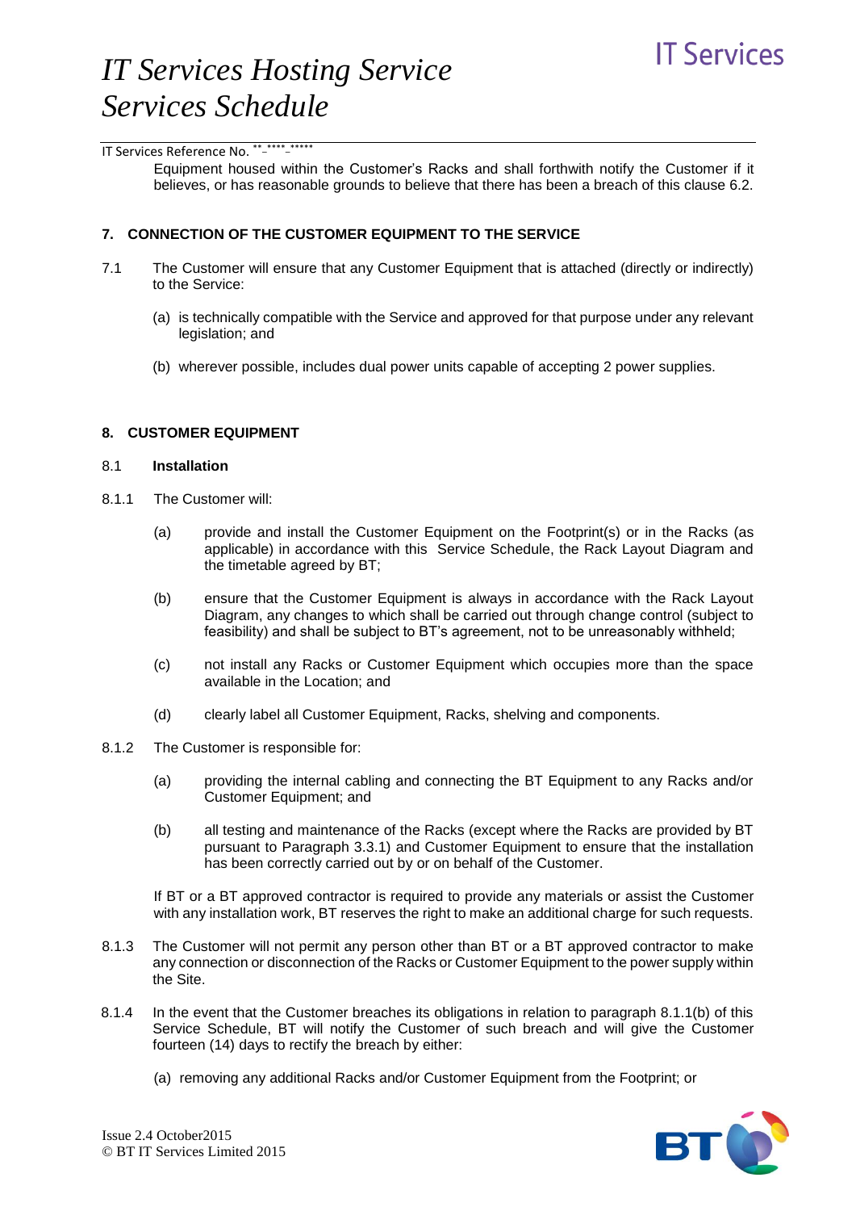Equipment housed within the Customer's Racks and shall forthwith notify the Customer if it believes, or has reasonable grounds to believe that there has been a breach of this clause 6.2.

## 7. CONNECTION OF THE CUSTOMER EQUIPMENT TO THE SERVICE

7.1 The Customer will ensure that any Customer Equipment that is attached (directly or indirectly) to the Service:

(a) is technically compatible with the Service and approved for that purpose under any relevant legislation; and

(b) wherever possible, includes dual power units capable of accepting 2 power supplies.

## 8. CUSTOMER EQUIPMENT

### 8.1 Installation

8.1.1 The Customer will:

(a) provide and install the Customer Equipment on the Footprint(s) or in the Racks (as applicable) in accordance with this Service Schedule, the Rack Layout Diagram and the timetable agreed by BT;

(b) ensure that the Customer Equipment is always in accordance with the Rack Layout Diagram, any changes to which shall be carried out through change control (subject to feasibility) and shall be subject to BT's agreement, not to be unreasonably withheld;

(c) not install any Racks or Customer Equipment which occupies more than the space available in the Location; and

(d) clearly label all Customer Equipment, Racks, shelving and components.

8.1.2 The Customer is responsible for:

(a) providing the internal cabling and connecting the BT Equipment to any Racks and/or Customer Equipment; and

(b) all testing and maintenance of the Racks (except where the Racks are provided by BT pursuant to Paragraph 3.3.1) and Customer Equipment to ensure that the installation has been correctly carried out by or on behalf of the Customer.

If BT or a BT approved contractor is required to provide any materials or assist the Customer with any installation work, BT reserves the right to make an additional charge for such requests.

8.1.3 The Customer will not permit any person other than BT or a BT approved contractor to make any connection or disconnection of the Racks or Customer Equipment to the power supply within the Site.

8.1.4 In the event that the Customer breaches its obligations in relation to paragraph 8.1.1(b) of this Service Schedule, BT will notify the Customer of such breach and will give the Customer fourteen (14) days to rectify the breach by either:

(a) removing any additional Racks and/or Customer Equipment from the Footprint; or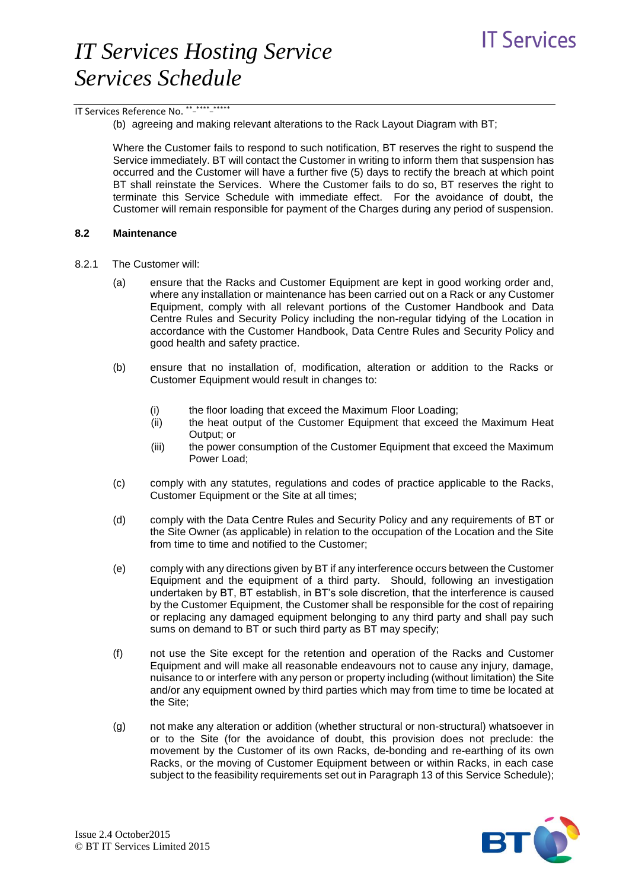(b) agreeing and making relevant alterations to the Rack Layout Diagram with BT;

Where the Customer fails to respond to such notification, BT reserves the right to suspend the Service immediately. BT will contact the Customer in writing to inform them that suspension has occurred and the Customer will have a further five (5) days to rectify the breach at which point BT shall reinstate the Services. Where the Customer fails to do so, BT reserves the right to terminate this Service Schedule with immediate effect. For the avoidance of doubt, the Customer will remain responsible for payment of the Charges during any period of suspension.

**8.2 Maintenance**

8.2.1 The Customer will:

(a) ensure that the Racks and Customer Equipment are kept in good working order and, where any installation or maintenance has been carried out on a Rack or any Customer Equipment, comply with all relevant portions of the Customer Handbook and Data Centre Rules and Security Policy including the non-regular tidying of the Location in accordance with the Customer Handbook, Data Centre Rules and Security Policy and good health and safety practice.

(b) ensure that no installation of, modification, alteration or addition to the Racks or Customer Equipment would result in changes to:

(i) the floor loading that exceed the Maximum Floor Loading;
(ii) the heat output of the Customer Equipment that exceed the Maximum Heat Output; or
(iii) the power consumption of the Customer Equipment that exceed the Maximum Power Load;

(c) comply with any statutes, regulations and codes of practice applicable to the Racks, Customer Equipment or the Site at all times;

(d) comply with the Data Centre Rules and Security Policy and any requirements of BT or the Site Owner (as applicable) in relation to the occupation of the Location and the Site from time to time and notified to the Customer;

(e) comply with any directions given by BT if any interference occurs between the Customer Equipment and the equipment of a third party. Should, following an investigation undertaken by BT, BT establish, in BT's sole discretion, that the interference is caused by the Customer Equipment, the Customer shall be responsible for the cost of repairing or replacing any damaged equipment belonging to any third party and shall pay such sums on demand to BT or such third party as BT may specify;

(f) not use the Site except for the retention and operation of the Racks and Customer Equipment and will make all reasonable endeavours not to cause any injury, damage, nuisance to or interfere with any person or property including (without limitation) the Site and/or any equipment owned by third parties which may from time to time be located at the Site;

(g) not make any alteration or addition (whether structural or non-structural) whatsoever in or to the Site (for the avoidance of doubt, this provision does not preclude: the movement by the Customer of its own Racks, de-bonding and re-earthing of its own Racks, or the moving of Customer Equipment between or within Racks, in each case subject to the feasibility requirements set out in Paragraph 13 of this Service Schedule);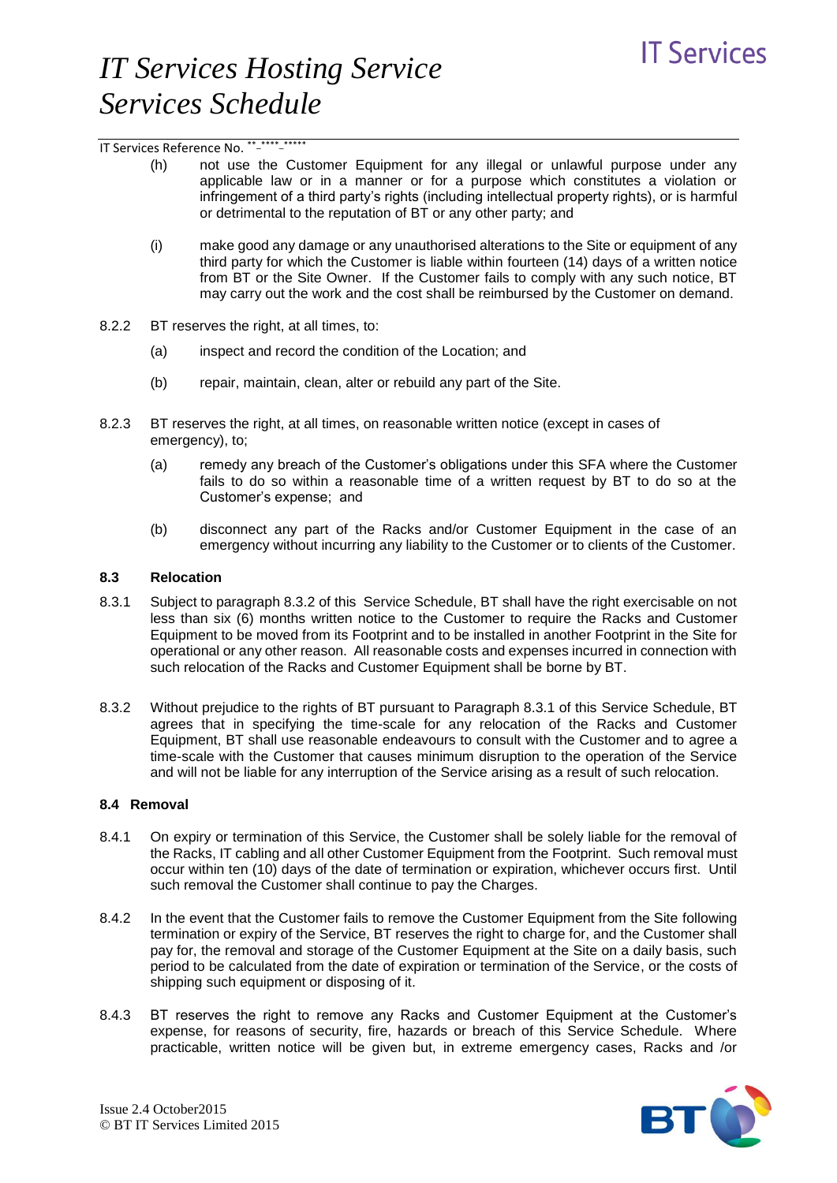(h) not use the Customer Equipment for any illegal or unlawful purpose under any applicable law or in a manner or for a purpose which constitutes a violation or infringement of a third party's rights (including intellectual property rights), or is harmful or detrimental to the reputation of BT or any other party; and

(i) make good any damage or any unauthorised alterations to the Site or equipment of any third party for which the Customer is liable within fourteen (14) days of a written notice from BT or the Site Owner. If the Customer fails to comply with any such notice, BT may carry out the work and the cost shall be reimbursed by the Customer on demand.

8.2.2 BT reserves the right, at all times, to:

(a) inspect and record the condition of the Location; and

(b) repair, maintain, clean, alter or rebuild any part of the Site.

8.2.3 BT reserves the right, at all times, on reasonable written notice (except in cases of emergency), to;

(a) remedy any breach of the Customer's obligations under this SFA where the Customer fails to do so within a reasonable time of a written request by BT to do so at the Customer's expense; and

(b) disconnect any part of the Racks and/or Customer Equipment in the case of an emergency without incurring any liability to the Customer or to clients of the Customer.

**8.3 Relocation**

8.3.1 Subject to paragraph 8.3.2 of this Service Schedule, BT shall have the right exercisable on not less than six (6) months written notice to the Customer to require the Racks and Customer Equipment to be moved from its Footprint and to be installed in another Footprint in the Site for operational or any other reason. All reasonable costs and expenses incurred in connection with such relocation of the Racks and Customer Equipment shall be borne by BT.

8.3.2 Without prejudice to the rights of BT pursuant to Paragraph 8.3.1 of this Service Schedule, BT agrees that in specifying the time-scale for any relocation of the Racks and Customer Equipment, BT shall use reasonable endeavours to consult with the Customer and to agree a time-scale with the Customer that causes minimum disruption to the operation of the Service and will not be liable for any interruption of the Service arising as a result of such relocation.

**8.4 Removal**

8.4.1 On expiry or termination of this Service, the Customer shall be solely liable for the removal of the Racks, IT cabling and all other Customer Equipment from the Footprint. Such removal must occur within ten (10) days of the date of termination or expiration, whichever occurs first. Until such removal the Customer shall continue to pay the Charges.

8.4.2 In the event that the Customer fails to remove the Customer Equipment from the Site following termination or expiry of the Service, BT reserves the right to charge for, and the Customer shall pay for, the removal and storage of the Customer Equipment at the Site on a daily basis, such period to be calculated from the date of expiration or termination of the Service, or the costs of shipping such equipment or disposing of it.

8.4.3 BT reserves the right to remove any Racks and Customer Equipment at the Customer's expense, for reasons of security, fire, hazards or breach of this Service Schedule. Where practicable, written notice will be given but, in extreme emergency cases, Racks and /or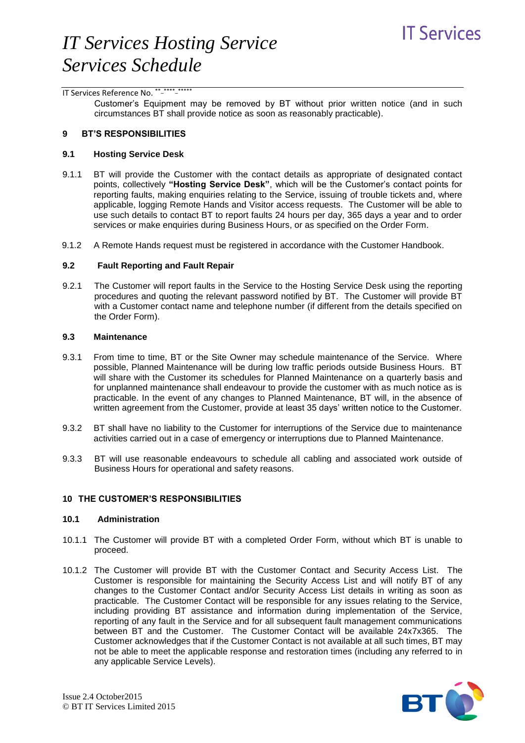Customer's Equipment may be removed by BT without prior written notice (and in such circumstances BT shall provide notice as soon as reasonably practicable).

## 9 BT'S RESPONSIBILITIES

### 9.1 Hosting Service Desk

9.1.1 BT will provide the Customer with the contact details as appropriate of designated contact points, collectively **"Hosting Service Desk"**, which will be the Customer's contact points for reporting faults, making enquiries relating to the Service, issuing of trouble tickets and, where applicable, logging Remote Hands and Visitor access requests. The Customer will be able to use such details to contact BT to report faults 24 hours per day, 365 days a year and to order services or make enquiries during Business Hours, or as specified on the Order Form.

9.1.2 A Remote Hands request must be registered in accordance with the Customer Handbook.

### 9.2 Fault Reporting and Fault Repair

9.2.1 The Customer will report faults in the Service to the Hosting Service Desk using the reporting procedures and quoting the relevant password notified by BT. The Customer will provide BT with a Customer contact name and telephone number (if different from the details specified on the Order Form).

### 9.3 Maintenance

9.3.1 From time to time, BT or the Site Owner may schedule maintenance of the Service. Where possible, Planned Maintenance will be during low traffic periods outside Business Hours. BT will share with the Customer its schedules for Planned Maintenance on a quarterly basis and for unplanned maintenance shall endeavour to provide the customer with as much notice as is practicable. In the event of any changes to Planned Maintenance, BT will, in the absence of written agreement from the Customer, provide at least 35 days' written notice to the Customer.

9.3.2 BT shall have no liability to the Customer for interruptions of the Service due to maintenance activities carried out in a case of emergency or interruptions due to Planned Maintenance.

9.3.3 BT will use reasonable endeavours to schedule all cabling and associated work outside of Business Hours for operational and safety reasons.

## 10 THE CUSTOMER'S RESPONSIBILITIES

### 10.1 Administration

10.1.1 The Customer will provide BT with a completed Order Form, without which BT is unable to proceed.

10.1.2 The Customer will provide BT with the Customer Contact and Security Access List. The Customer is responsible for maintaining the Security Access List and will notify BT of any changes to the Customer Contact and/or Security Access List details in writing as soon as practicable. The Customer Contact will be responsible for any issues relating to the Service, including providing BT assistance and information during implementation of the Service, reporting of any fault in the Service and for all subsequent fault management communications between BT and the Customer. The Customer Contact will be available 24x7x365. The Customer acknowledges that if the Customer Contact is not available at all such times, BT may not be able to meet the applicable response and restoration times (including any referred to in any applicable Service Levels).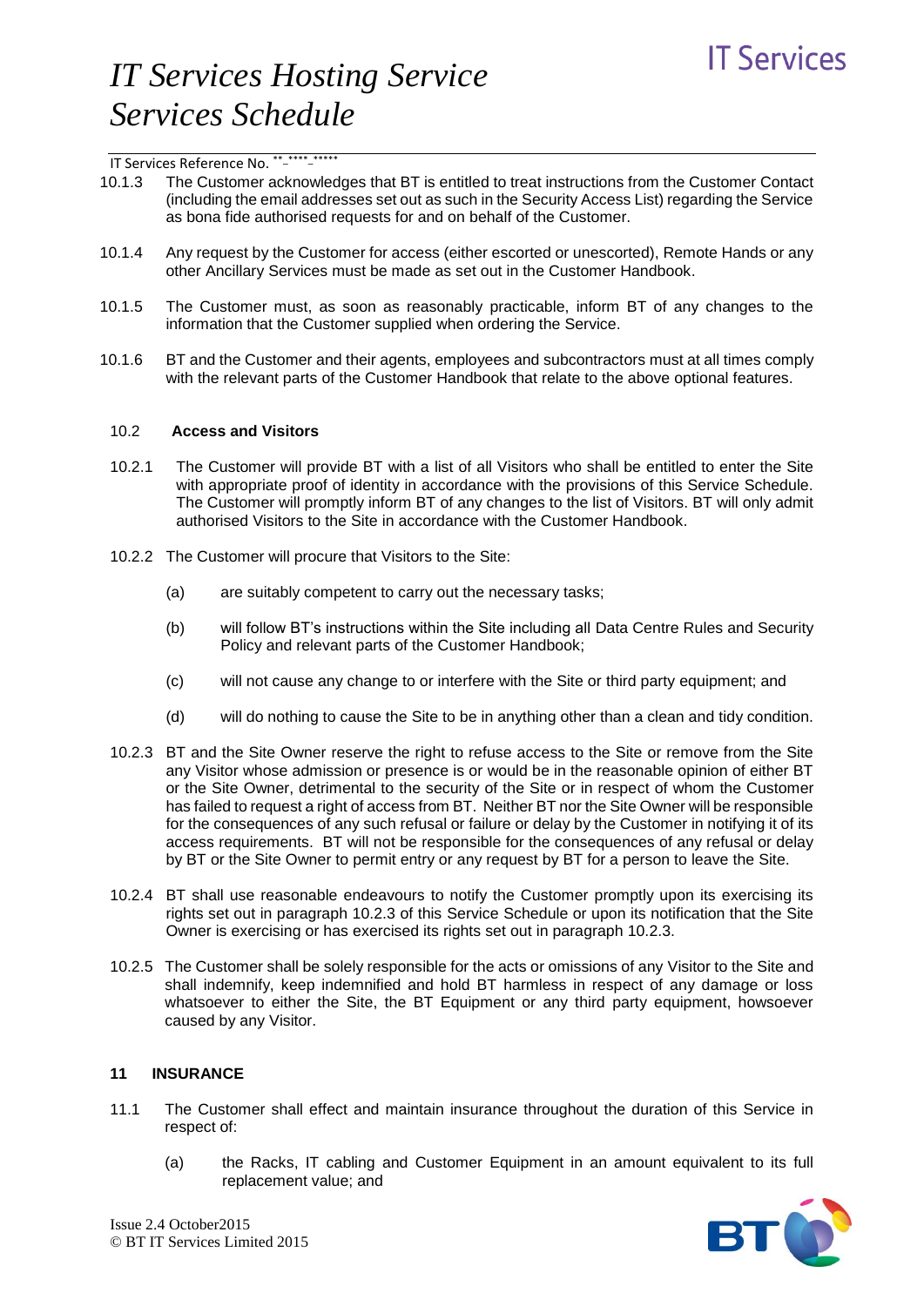10.1.3 The Customer acknowledges that BT is entitled to treat instructions from the Customer Contact (including the email addresses set out as such in the Security Access List) regarding the Service as bona fide authorised requests for and on behalf of the Customer.

10.1.4 Any request by the Customer for access (either escorted or unescorted), Remote Hands or any other Ancillary Services must be made as set out in the Customer Handbook.

10.1.5 The Customer must, as soon as reasonably practicable, inform BT of any changes to the information that the Customer supplied when ordering the Service.

10.1.6 BT and the Customer and their agents, employees and subcontractors must at all times comply with the relevant parts of the Customer Handbook that relate to the above optional features.

### 10.2 Access and Visitors

10.2.1 The Customer will provide BT with a list of all Visitors who shall be entitled to enter the Site with appropriate proof of identity in accordance with the provisions of this Service Schedule. The Customer will promptly inform BT of any changes to the list of Visitors. BT will only admit authorised Visitors to the Site in accordance with the Customer Handbook.

10.2.2 The Customer will procure that Visitors to the Site:

(a) are suitably competent to carry out the necessary tasks;

(b) will follow BT's instructions within the Site including all Data Centre Rules and Security Policy and relevant parts of the Customer Handbook;

(c) will not cause any change to or interfere with the Site or third party equipment; and

(d) will do nothing to cause the Site to be in anything other than a clean and tidy condition.

10.2.3 BT and the Site Owner reserve the right to refuse access to the Site or remove from the Site any Visitor whose admission or presence is or would be in the reasonable opinion of either BT or the Site Owner, detrimental to the security of the Site or in respect of whom the Customer has failed to request a right of access from BT. Neither BT nor the Site Owner will be responsible for the consequences of any such refusal or failure or delay by the Customer in notifying it of its access requirements. BT will not be responsible for the consequences of any refusal or delay by BT or the Site Owner to permit entry or any request by BT for a person to leave the Site.

10.2.4 BT shall use reasonable endeavours to notify the Customer promptly upon its exercising its rights set out in paragraph 10.2.3 of this Service Schedule or upon its notification that the Site Owner is exercising or has exercised its rights set out in paragraph 10.2.3.

10.2.5 The Customer shall be solely responsible for the acts or omissions of any Visitor to the Site and shall indemnify, keep indemnified and hold BT harmless in respect of any damage or loss whatsoever to either the Site, the BT Equipment or any third party equipment, howsoever caused by any Visitor.

## 11 INSURANCE

11.1 The Customer shall effect and maintain insurance throughout the duration of this Service in respect of:

(a) the Racks, IT cabling and Customer Equipment in an amount equivalent to its full replacement value; and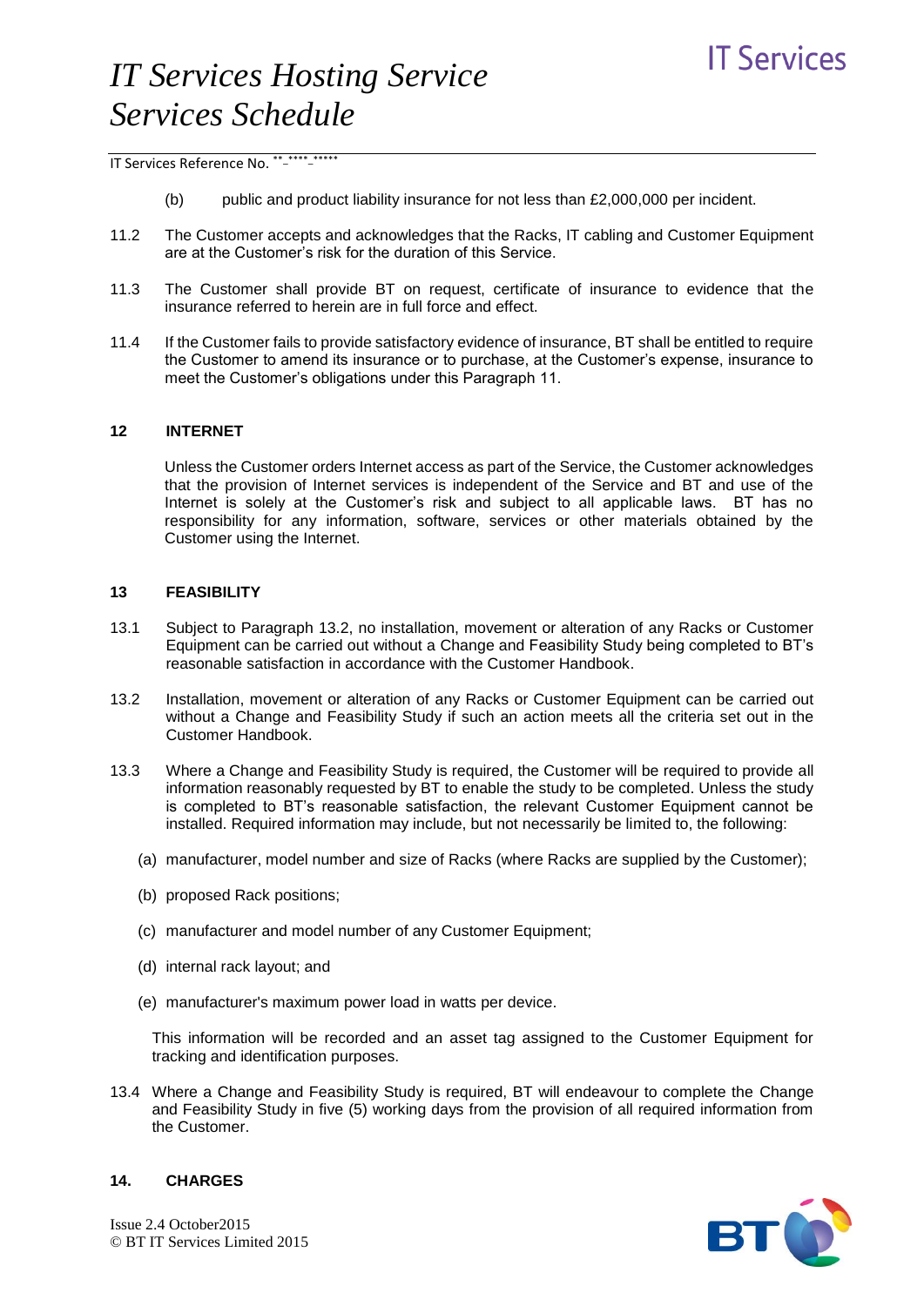(b) public and product liability insurance for not less than £2,000,000 per incident.

11.2 The Customer accepts and acknowledges that the Racks, IT cabling and Customer Equipment are at the Customer's risk for the duration of this Service.

11.3 The Customer shall provide BT on request, certificate of insurance to evidence that the insurance referred to herein are in full force and effect.

11.4 If the Customer fails to provide satisfactory evidence of insurance, BT shall be entitled to require the Customer to amend its insurance or to purchase, at the Customer's expense, insurance to meet the Customer's obligations under this Paragraph 11.

## 12 INTERNET

Unless the Customer orders Internet access as part of the Service, the Customer acknowledges that the provision of Internet services is independent of the Service and BT and use of the Internet is solely at the Customer's risk and subject to all applicable laws. BT has no responsibility for any information, software, services or other materials obtained by the Customer using the Internet.

## 13 FEASIBILITY

13.1 Subject to Paragraph 13.2, no installation, movement or alteration of any Racks or Customer Equipment can be carried out without a Change and Feasibility Study being completed to BT's reasonable satisfaction in accordance with the Customer Handbook.

13.2 Installation, movement or alteration of any Racks or Customer Equipment can be carried out without a Change and Feasibility Study if such an action meets all the criteria set out in the Customer Handbook.

13.3 Where a Change and Feasibility Study is required, the Customer will be required to provide all information reasonably requested by BT to enable the study to be completed. Unless the study is completed to BT's reasonable satisfaction, the relevant Customer Equipment cannot be installed. Required information may include, but not necessarily be limited to, the following:

(a) manufacturer, model number and size of Racks (where Racks are supplied by the Customer);

(b) proposed Rack positions;

(c) manufacturer and model number of any Customer Equipment;

(d) internal rack layout; and

(e) manufacturer's maximum power load in watts per device.

This information will be recorded and an asset tag assigned to the Customer Equipment for tracking and identification purposes.

13.4 Where a Change and Feasibility Study is required, BT will endeavour to complete the Change and Feasibility Study in five (5) working days from the provision of all required information from the Customer.

## 14. CHARGES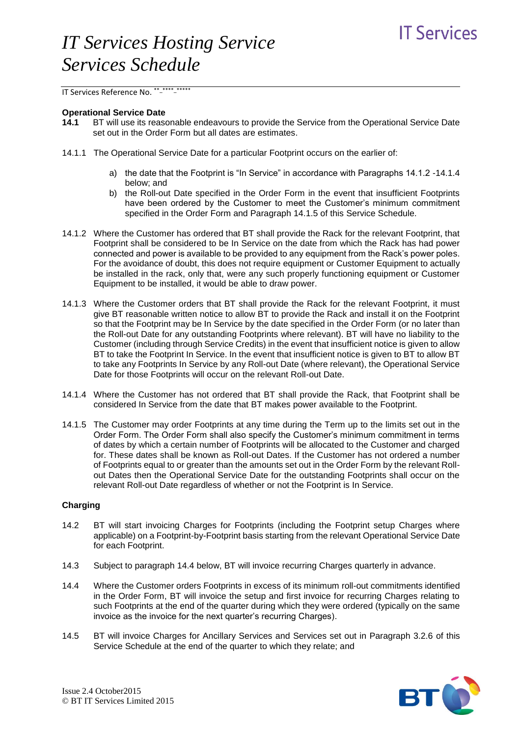**Operational Service Date**

**14.1** BT will use its reasonable endeavours to provide the Service from the Operational Service Date set out in the Order Form but all dates are estimates.

14.1.1 The Operational Service Date for a particular Footprint occurs on the earlier of:

a) the date that the Footprint is "In Service" in accordance with Paragraphs 14.1.2 -14.1.4 below; and
b) the Roll-out Date specified in the Order Form in the event that insufficient Footprints have been ordered by the Customer to meet the Customer's minimum commitment specified in the Order Form and Paragraph 14.1.5 of this Service Schedule.

14.1.2 Where the Customer has ordered that BT shall provide the Rack for the relevant Footprint, that Footprint shall be considered to be In Service on the date from which the Rack has had power connected and power is available to be provided to any equipment from the Rack's power poles. For the avoidance of doubt, this does not require equipment or Customer Equipment to actually be installed in the rack, only that, were any such properly functioning equipment or Customer Equipment to be installed, it would be able to draw power.

14.1.3 Where the Customer orders that BT shall provide the Rack for the relevant Footprint, it must give BT reasonable written notice to allow BT to provide the Rack and install it on the Footprint so that the Footprint may be In Service by the date specified in the Order Form (or no later than the Roll-out Date for any outstanding Footprints where relevant). BT will have no liability to the Customer (including through Service Credits) in the event that insufficient notice is given to allow BT to take the Footprint In Service. In the event that insufficient notice is given to BT to allow BT to take any Footprints In Service by any Roll-out Date (where relevant), the Operational Service Date for those Footprints will occur on the relevant Roll-out Date.

14.1.4 Where the Customer has not ordered that BT shall provide the Rack, that Footprint shall be considered In Service from the date that BT makes power available to the Footprint.

14.1.5 The Customer may order Footprints at any time during the Term up to the limits set out in the Order Form. The Order Form shall also specify the Customer's minimum commitment in terms of dates by which a certain number of Footprints will be allocated to the Customer and charged for. These dates shall be known as Roll-out Dates. If the Customer has not ordered a number of Footprints equal to or greater than the amounts set out in the Order Form by the relevant Roll-out Dates then the Operational Service Date for the outstanding Footprints shall occur on the relevant Roll-out Date regardless of whether or not the Footprint is In Service.

**Charging**

14.2 BT will start invoicing Charges for Footprints (including the Footprint setup Charges where applicable) on a Footprint-by-Footprint basis starting from the relevant Operational Service Date for each Footprint.

14.3 Subject to paragraph 14.4 below, BT will invoice recurring Charges quarterly in advance.

14.4 Where the Customer orders Footprints in excess of its minimum roll-out commitments identified in the Order Form, BT will invoice the setup and first invoice for recurring Charges relating to such Footprints at the end of the quarter during which they were ordered (typically on the same invoice as the invoice for the next quarter's recurring Charges).

14.5 BT will invoice Charges for Ancillary Services and Services set out in Paragraph 3.2.6 of this Service Schedule at the end of the quarter to which they relate; and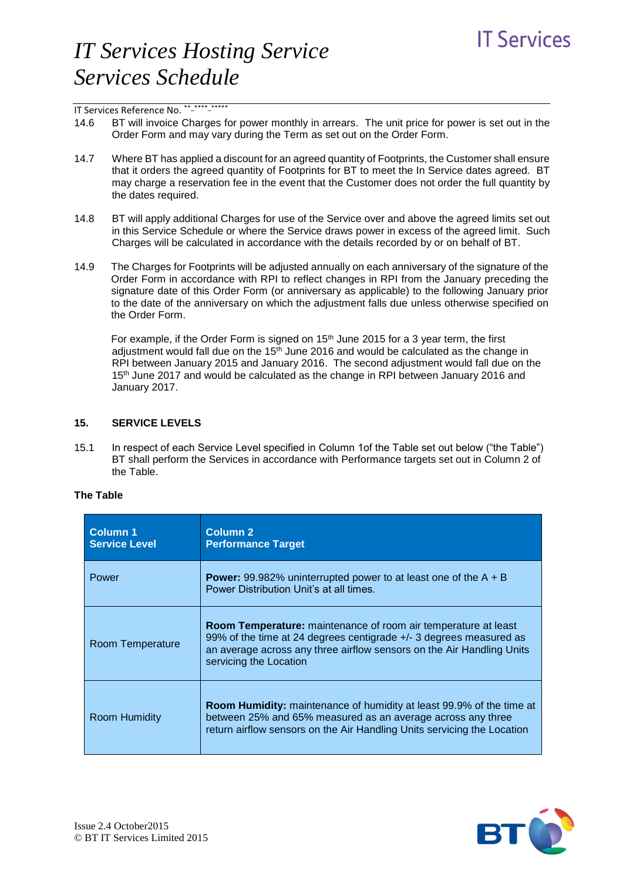14.6 BT will invoice Charges for power monthly in arrears. The unit price for power is set out in the Order Form and may vary during the Term as set out on the Order Form.

14.7 Where BT has applied a discount for an agreed quantity of Footprints, the Customer shall ensure that it orders the agreed quantity of Footprints for BT to meet the In Service dates agreed. BT may charge a reservation fee in the event that the Customer does not order the full quantity by the dates required.

14.8 BT will apply additional Charges for use of the Service over and above the agreed limits set out in this Service Schedule or where the Service draws power in excess of the agreed limit. Such Charges will be calculated in accordance with the details recorded by or on behalf of BT.

14.9 The Charges for Footprints will be adjusted annually on each anniversary of the signature of the Order Form in accordance with RPI to reflect changes in RPI from the January preceding the signature date of this Order Form (or anniversary as applicable) to the following January prior to the date of the anniversary on which the adjustment falls due unless otherwise specified on the Order Form.

For example, if the Order Form is signed on 15th June 2015 for a 3 year term, the first adjustment would fall due on the 15th June 2016 and would be calculated as the change in RPI between January 2015 and January 2016. The second adjustment would fall due on the 15th June 2017 and would be calculated as the change in RPI between January 2016 and January 2017.

## 15. SERVICE LEVELS

15.1 In respect of each Service Level specified in Column 1of the Table set out below ("the Table") BT shall perform the Services in accordance with Performance targets set out in Column 2 of the Table.

**The Table**

| Column 1 Service Level | Column 2 Performance Target |
|---|---|
| Power | **Power:** 99.982% uninterrupted power to at least one of the A + B Power Distribution Unit's at all times. |
| Room Temperature | **Room Temperature:** maintenance of room air temperature at least 99% of the time at 24 degrees centigrade +/- 3 degrees measured as an average across any three airflow sensors on the Air Handling Units servicing the Location |
| Room Humidity | **Room Humidity:** maintenance of humidity at least 99.9% of the time at between 25% and 65% measured as an average across any three return airflow sensors on the Air Handling Units servicing the Location |